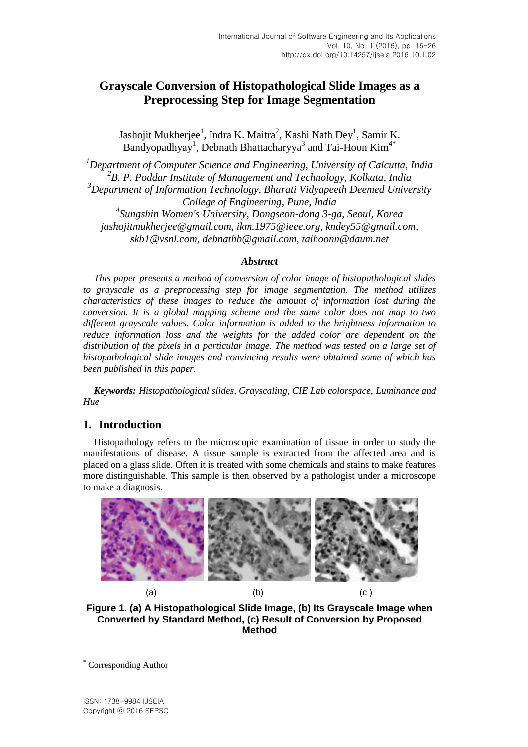# Grayscale Conversion of Histopathological Slide Images as a Preprocessing Step for Image Segmentation

Jashojit Mukherjee[1], Indra K. Maitra[2], Kashi Nath Dey[1], Samir K. Bandyopadhyay[1], Debnath Bhattacharyya[3] and Tai-Hoon Kim[4*]

*[1]Department of Computer Science and Engineering, University of Calcutta, India*
*[2]B. P. Poddar Institute of Management and Technology, Kolkata, India*
*[3]Department of Information Technology, Bharati Vidyapeeth Deemed University College of Engineering, Pune, India*
*[4]Sungshin Women's University, Dongseon-dong 3-ga, Seoul, Korea*
*jashojitmukherjee@gmail.com, ikm.1975@ieee.org, kndey55@gmail.com, skb1@vsnl.com, debnathb@gmail.com, taihoonn@daum.net*

***Abstract***

*This paper presents a method of conversion of color image of histopathological slides to grayscale as a preprocessing step for image segmentation. The method utilizes characteristics of these images to reduce the amount of information lost during the conversion. It is a global mapping scheme and the same color does not map to two different grayscale values. Color information is added to the brightness information to reduce information loss and the weights for the added color are dependent on the distribution of the pixels in a particular image. The method was tested on a large set of histopathological slide images and convincing results were obtained some of which has been published in this paper.*

***Keywords:*** *Histopathological slides, Grayscaling, CIE Lab colorspace, Luminance and Hue*

## 1. Introduction

Histopathology refers to the microscopic examination of tissue in order to study the manifestations of disease. A tissue sample is extracted from the affected area and is placed on a glass slide. Often it is treated with some chemicals and stains to make features more distinguishable. This sample is then observed by a pathologist under a microscope to make a diagnosis.

(a) (b) (c)

**Figure 1. (a) A Histopathological Slide Image, (b) Its Grayscale Image when Converted by Standard Method, (c) Result of Conversion by Proposed Method**

[*] Corresponding Author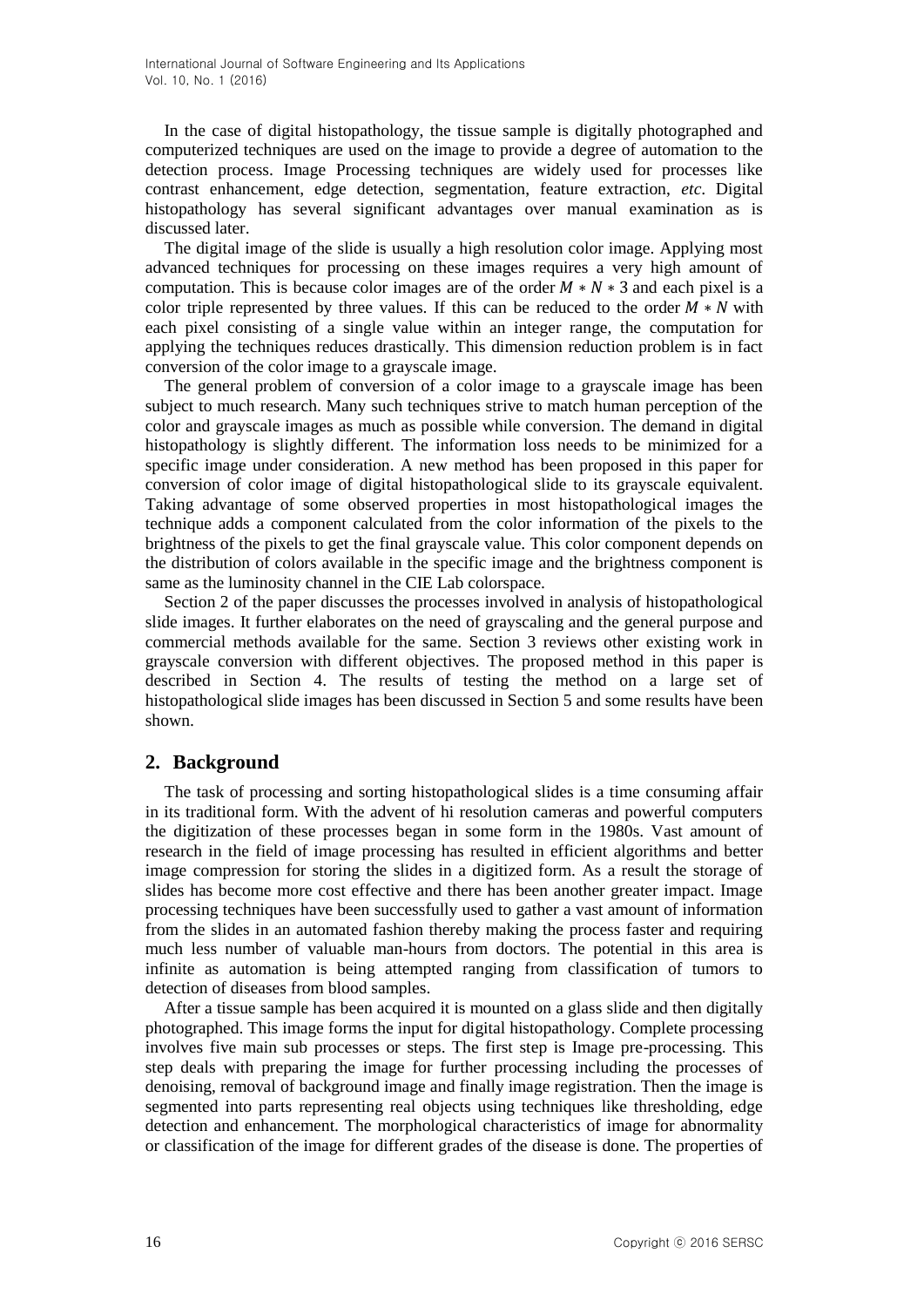In the case of digital histopathology, the tissue sample is digitally photographed and computerized techniques are used on the image to provide a degree of automation to the detection process. Image Processing techniques are widely used for processes like contrast enhancement, edge detection, segmentation, feature extraction, *etc*. Digital histopathology has several significant advantages over manual examination as is discussed later.

The digital image of the slide is usually a high resolution color image. Applying most advanced techniques for processing on these images requires a very high amount of computation. This is because color images are of the order $M * N * 3$ and each pixel is a color triple represented by three values. If this can be reduced to the order $M * N$ with each pixel consisting of a single value within an integer range, the computation for applying the techniques reduces drastically. This dimension reduction problem is in fact conversion of the color image to a grayscale image.

The general problem of conversion of a color image to a grayscale image has been subject to much research. Many such techniques strive to match human perception of the color and grayscale images as much as possible while conversion. The demand in digital histopathology is slightly different. The information loss needs to be minimized for a specific image under consideration. A new method has been proposed in this paper for conversion of color image of digital histopathological slide to its grayscale equivalent. Taking advantage of some observed properties in most histopathological images the technique adds a component calculated from the color information of the pixels to the brightness of the pixels to get the final grayscale value. This color component depends on the distribution of colors available in the specific image and the brightness component is same as the luminosity channel in the CIE Lab colorspace.

Section 2 of the paper discusses the processes involved in analysis of histopathological slide images. It further elaborates on the need of grayscaling and the general purpose and commercial methods available for the same. Section 3 reviews other existing work in grayscale conversion with different objectives. The proposed method in this paper is described in Section 4. The results of testing the method on a large set of histopathological slide images has been discussed in Section 5 and some results have been shown.

## 2. Background

The task of processing and sorting histopathological slides is a time consuming affair in its traditional form. With the advent of hi resolution cameras and powerful computers the digitization of these processes began in some form in the 1980s. Vast amount of research in the field of image processing has resulted in efficient algorithms and better image compression for storing the slides in a digitized form. As a result the storage of slides has become more cost effective and there has been another greater impact. Image processing techniques have been successfully used to gather a vast amount of information from the slides in an automated fashion thereby making the process faster and requiring much less number of valuable man-hours from doctors. The potential in this area is infinite as automation is being attempted ranging from classification of tumors to detection of diseases from blood samples.

After a tissue sample has been acquired it is mounted on a glass slide and then digitally photographed. This image forms the input for digital histopathology. Complete processing involves five main sub processes or steps. The first step is Image pre-processing. This step deals with preparing the image for further processing including the processes of denoising, removal of background image and finally image registration. Then the image is segmented into parts representing real objects using techniques like thresholding, edge detection and enhancement. The morphological characteristics of image for abnormality or classification of the image for different grades of the disease is done. The properties of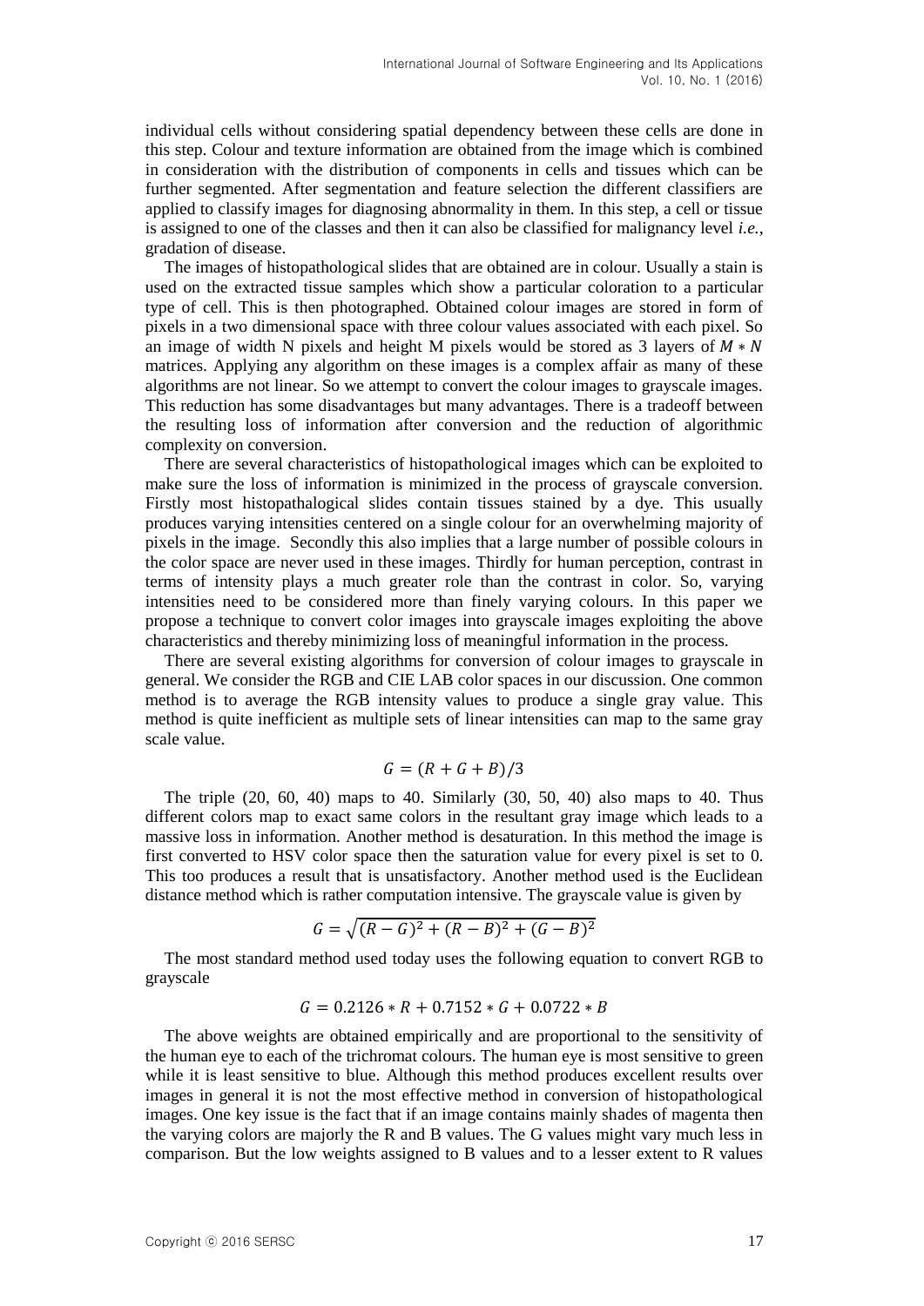individual cells without considering spatial dependency between these cells are done in this step. Colour and texture information are obtained from the image which is combined in consideration with the distribution of components in cells and tissues which can be further segmented. After segmentation and feature selection the different classifiers are applied to classify images for diagnosing abnormality in them. In this step, a cell or tissue is assigned to one of the classes and then it can also be classified for malignancy level *i.e.*, gradation of disease.

The images of histopathological slides that are obtained are in colour. Usually a stain is used on the extracted tissue samples which show a particular coloration to a particular type of cell. This is then photographed. Obtained colour images are stored in form of pixels in a two dimensional space with three colour values associated with each pixel. So an image of width N pixels and height M pixels would be stored as 3 layers of $M * N$ matrices. Applying any algorithm on these images is a complex affair as many of these algorithms are not linear. So we attempt to convert the colour images to grayscale images. This reduction has some disadvantages but many advantages. There is a tradeoff between the resulting loss of information after conversion and the reduction of algorithmic complexity on conversion.

There are several characteristics of histopathological images which can be exploited to make sure the loss of information is minimized in the process of grayscale conversion. Firstly most histopathalogical slides contain tissues stained by a dye. This usually produces varying intensities centered on a single colour for an overwhelming majority of pixels in the image. Secondly this also implies that a large number of possible colours in the color space are never used in these images. Thirdly for human perception, contrast in terms of intensity plays a much greater role than the contrast in color. So, varying intensities need to be considered more than finely varying colours. In this paper we propose a technique to convert color images into grayscale images exploiting the above characteristics and thereby minimizing loss of meaningful information in the process.

There are several existing algorithms for conversion of colour images to grayscale in general. We consider the RGB and CIE LAB color spaces in our discussion. One common method is to average the RGB intensity values to produce a single gray value. This method is quite inefficient as multiple sets of linear intensities can map to the same gray scale value.

$$G = (R + G + B)/3$$

The triple (20, 60, 40) maps to 40. Similarly (30, 50, 40) also maps to 40. Thus different colors map to exact same colors in the resultant gray image which leads to a massive loss in information. Another method is desaturation. In this method the image is first converted to HSV color space then the saturation value for every pixel is set to 0. This too produces a result that is unsatisfactory. Another method used is the Euclidean distance method which is rather computation intensive. The grayscale value is given by

$$G = \sqrt{(R - G)^2 + (R - B)^2 + (G - B)^2}$$

The most standard method used today uses the following equation to convert RGB to grayscale

$$G = 0.2126 * R + 0.7152 * G + 0.0722 * B$$

The above weights are obtained empirically and are proportional to the sensitivity of the human eye to each of the trichromat colours. The human eye is most sensitive to green while it is least sensitive to blue. Although this method produces excellent results over images in general it is not the most effective method in conversion of histopathological images. One key issue is the fact that if an image contains mainly shades of magenta then the varying colors are majorly the R and B values. The G values might vary much less in comparison. But the low weights assigned to B values and to a lesser extent to R values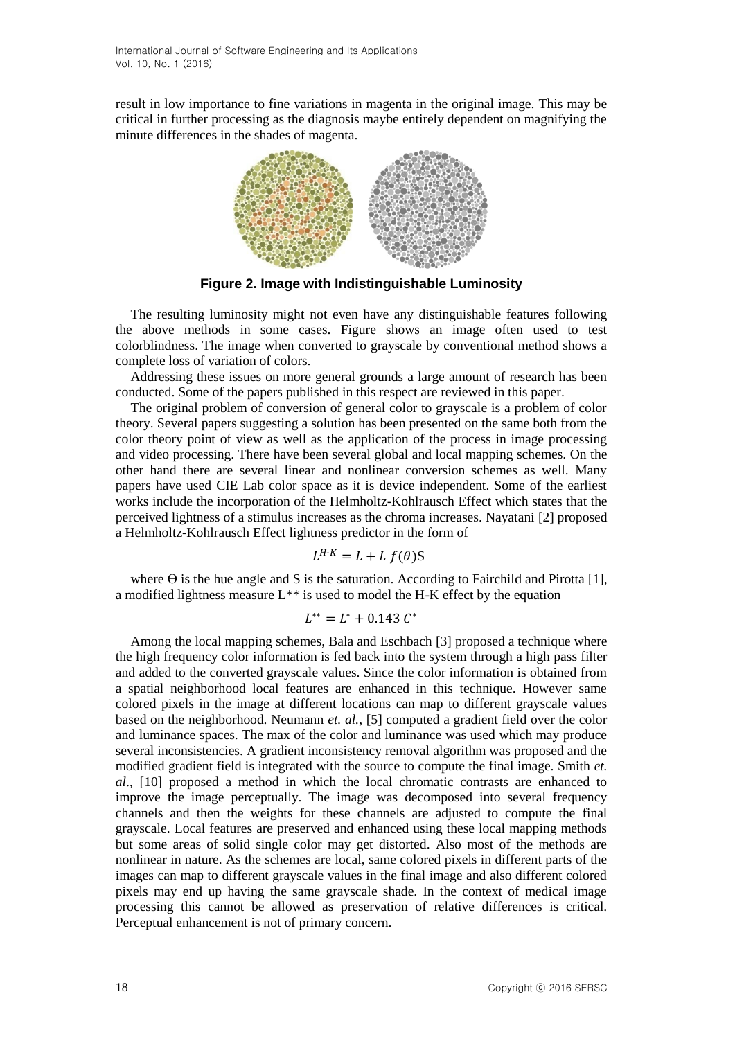result in low importance to fine variations in magenta in the original image. This may be critical in further processing as the diagnosis maybe entirely dependent on magnifying the minute differences in the shades of magenta.

**Figure 2. Image with Indistinguishable Luminosity**

The resulting luminosity might not even have any distinguishable features following the above methods in some cases. Figure shows an image often used to test colorblindness. The image when converted to grayscale by conventional method shows a complete loss of variation of colors.

Addressing these issues on more general grounds a large amount of research has been conducted. Some of the papers published in this respect are reviewed in this paper.

The original problem of conversion of general color to grayscale is a problem of color theory. Several papers suggesting a solution has been presented on the same both from the color theory point of view as well as the application of the process in image processing and video processing. There have been several global and local mapping schemes. On the other hand there are several linear and nonlinear conversion schemes as well. Many papers have used CIE Lab color space as it is device independent. Some of the earliest works include the incorporation of the Helmholtz-Kohlrausch Effect which states that the perceived lightness of a stimulus increases as the chroma increases. Nayatani [2] proposed a Helmholtz-Kohlrausch Effect lightness predictor in the form of

$$L^{H\text{-}K} = L + L\, f(\theta)\mathrm{S}$$

where Ө is the hue angle and S is the saturation. According to Fairchild and Pirotta [1], a modified lightness measure L** is used to model the H-K effect by the equation

$$L^{**} = L^{*} + 0.143\, C^{*}$$

Among the local mapping schemes, Bala and Eschbach [3] proposed a technique where the high frequency color information is fed back into the system through a high pass filter and added to the converted grayscale values. Since the color information is obtained from a spatial neighborhood local features are enhanced in this technique. However same colored pixels in the image at different locations can map to different grayscale values based on the neighborhood. Neumann *et. al.,* [5] computed a gradient field over the color and luminance spaces. The max of the color and luminance was used which may produce several inconsistencies. A gradient inconsistency removal algorithm was proposed and the modified gradient field is integrated with the source to compute the final image. Smith *et. al*., [10] proposed a method in which the local chromatic contrasts are enhanced to improve the image perceptually. The image was decomposed into several frequency channels and then the weights for these channels are adjusted to compute the final grayscale. Local features are preserved and enhanced using these local mapping methods but some areas of solid single color may get distorted. Also most of the methods are nonlinear in nature. As the schemes are local, same colored pixels in different parts of the images can map to different grayscale values in the final image and also different colored pixels may end up having the same grayscale shade. In the context of medical image processing this cannot be allowed as preservation of relative differences is critical. Perceptual enhancement is not of primary concern.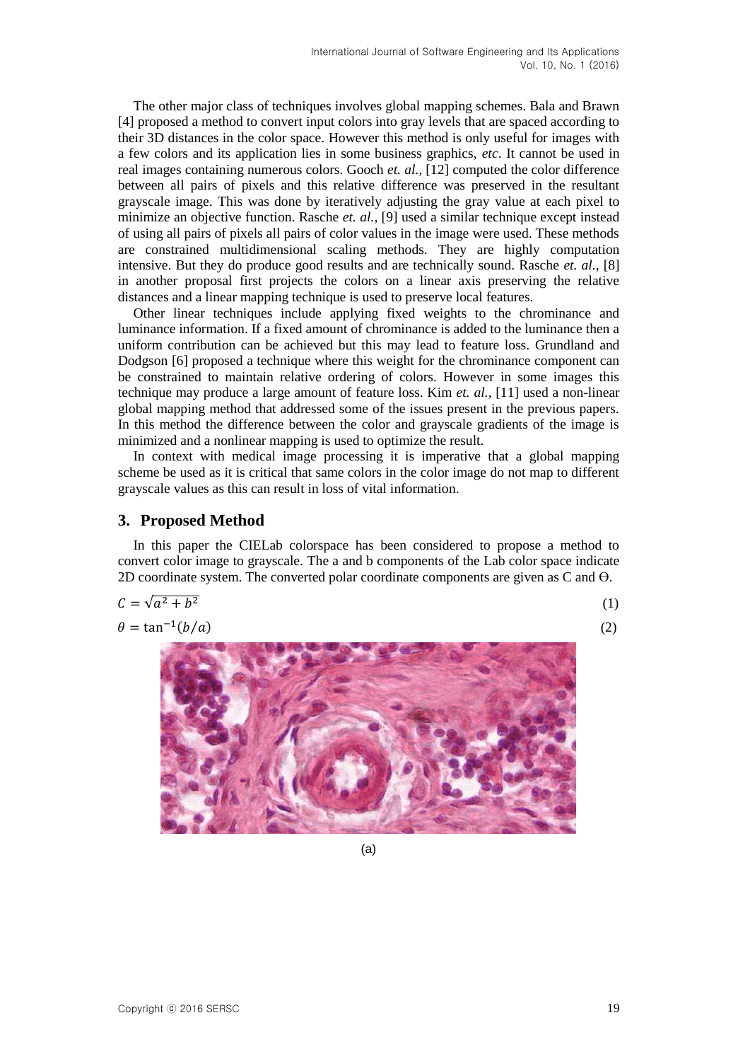The other major class of techniques involves global mapping schemes. Bala and Brawn [4] proposed a method to convert input colors into gray levels that are spaced according to their 3D distances in the color space. However this method is only useful for images with a few colors and its application lies in some business graphics, *etc*. It cannot be used in real images containing numerous colors. Gooch *et. al.,* [12] computed the color difference between all pairs of pixels and this relative difference was preserved in the resultant grayscale image. This was done by iteratively adjusting the gray value at each pixel to minimize an objective function. Rasche *et. al.,* [9] used a similar technique except instead of using all pairs of pixels all pairs of color values in the image were used. These methods are constrained multidimensional scaling methods. They are highly computation intensive. But they do produce good results and are technically sound. Rasche *et. al.,* [8] in another proposal first projects the colors on a linear axis preserving the relative distances and a linear mapping technique is used to preserve local features.

Other linear techniques include applying fixed weights to the chrominance and luminance information. If a fixed amount of chrominance is added to the luminance then a uniform contribution can be achieved but this may lead to feature loss. Grundland and Dodgson [6] proposed a technique where this weight for the chrominance component can be constrained to maintain relative ordering of colors. However in some images this technique may produce a large amount of feature loss. Kim *et. al.,* [11] used a non-linear global mapping method that addressed some of the issues present in the previous papers. In this method the difference between the color and grayscale gradients of the image is minimized and a nonlinear mapping is used to optimize the result.

In context with medical image processing it is imperative that a global mapping scheme be used as it is critical that same colors in the color image do not map to different grayscale values as this can result in loss of vital information.

## 3. Proposed Method

In this paper the CIELab colorspace has been considered to propose a method to convert color image to grayscale. The a and b components of the Lab color space indicate 2D coordinate system. The converted polar coordinate components are given as C and Θ.

$$C = \sqrt{a^2 + b^2} \tag{1}$$

$$\theta = \tan^{-1}(b/a) \tag{2}$$

(a)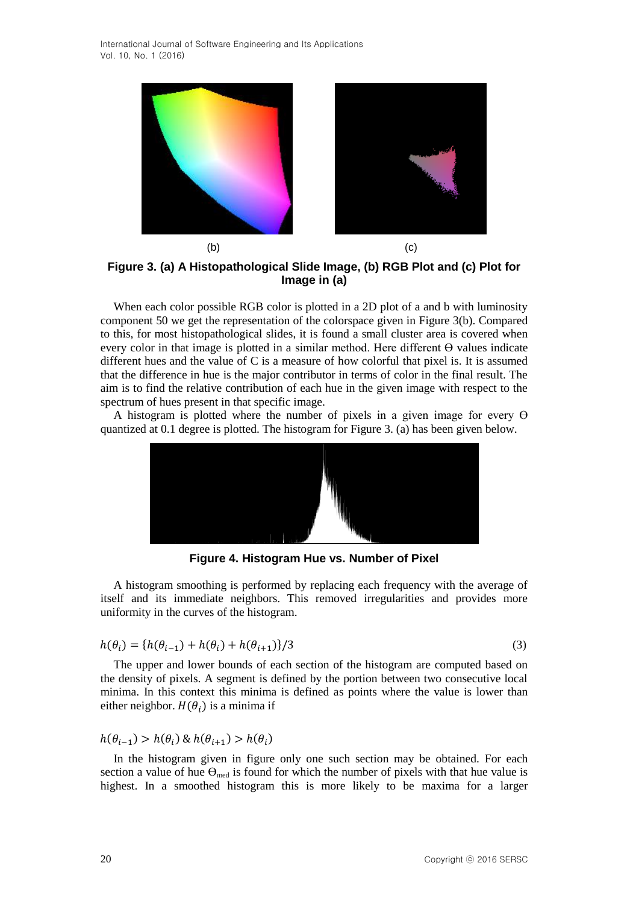(b)                                                      (c)

**Figure 3. (a) A Histopathological Slide Image, (b) RGB Plot and (c) Plot for Image in (a)**

When each color possible RGB color is plotted in a 2D plot of a and b with luminosity component 50 we get the representation of the colorspace given in Figure 3(b). Compared to this, for most histopathological slides, it is found a small cluster area is covered when every color in that image is plotted in a similar method. Here different Θ values indicate different hues and the value of C is a measure of how colorful that pixel is. It is assumed that the difference in hue is the major contributor in terms of color in the final result. The aim is to find the relative contribution of each hue in the given image with respect to the spectrum of hues present in that specific image.

A histogram is plotted where the number of pixels in a given image for every Θ quantized at 0.1 degree is plotted. The histogram for Figure 3. (a) has been given below.

**Figure 4. Histogram Hue vs. Number of Pixel**

A histogram smoothing is performed by replacing each frequency with the average of itself and its immediate neighbors. This removed irregularities and provides more uniformity in the curves of the histogram.

$$h(\theta_i) = \{h(\theta_{i-1}) + h(\theta_i) + h(\theta_{i+1})\}/3 \tag{3}$$

The upper and lower bounds of each section of the histogram are computed based on the density of pixels. A segment is defined by the portion between two consecutive local minima. In this context this minima is defined as points where the value is lower than either neighbor. $H(\theta_i)$ is a minima if

$$h(\theta_{i-1}) > h(\theta_i) \; \& \; h(\theta_{i+1}) > h(\theta_i)$$

In the histogram given in figure only one such section may be obtained. For each section a value of hue $\Theta_{med}$ is found for which the number of pixels with that hue value is highest. In a smoothed histogram this is more likely to be maxima for a larger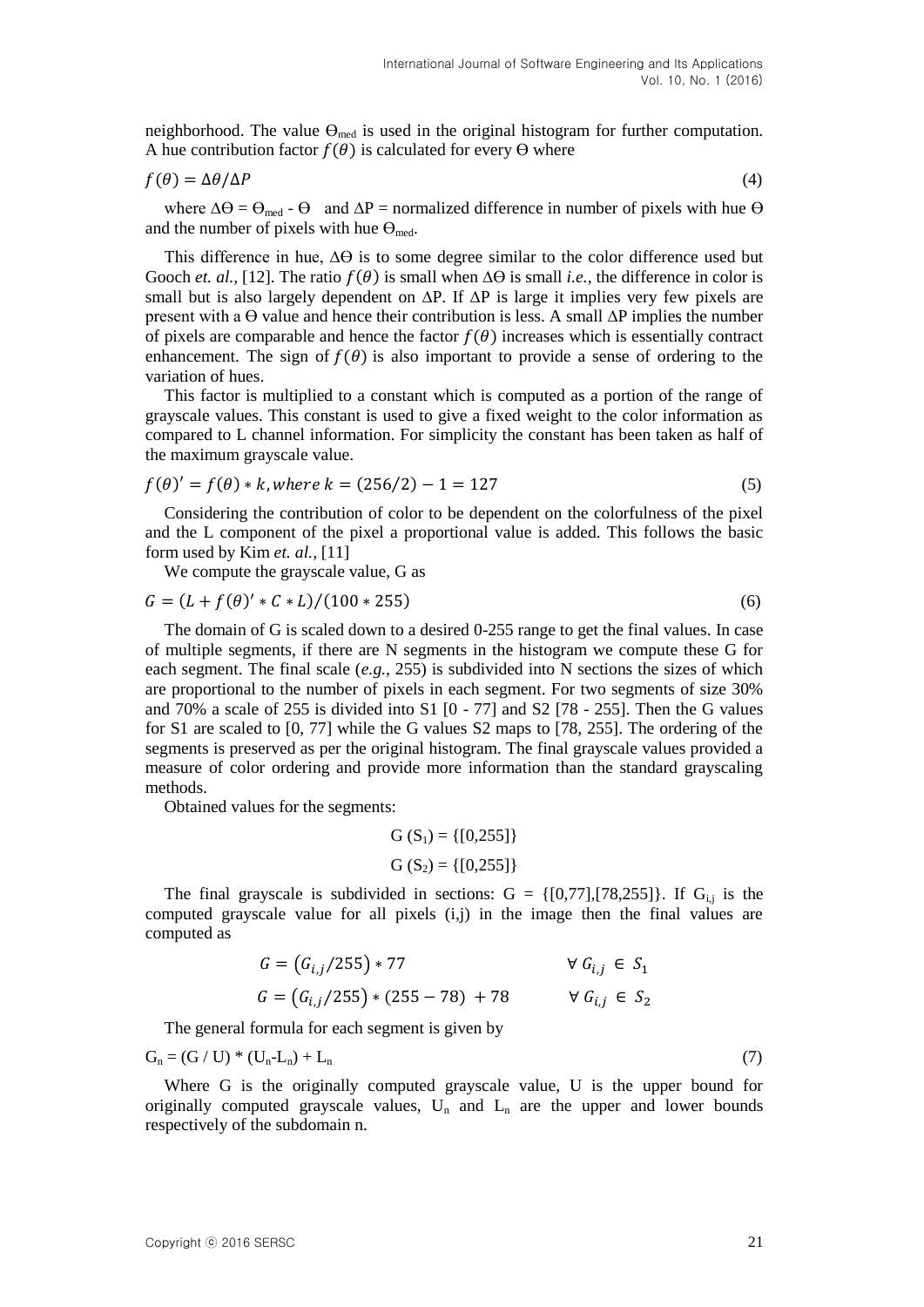neighborhood. The value $\Theta_{med}$ is used in the original histogram for further computation. A hue contribution factor $f(\theta)$ is calculated for every $\Theta$ where

$$f(\theta) = \Delta\theta / \Delta P \tag{4}$$

where $\Delta\Theta = \Theta_{med} - \Theta$ and $\Delta P$ = normalized difference in number of pixels with hue $\Theta$ and the number of pixels with hue $\Theta_{med}$.

This difference in hue, $\Delta\Theta$ is to some degree similar to the color difference used but Gooch *et. al.,* [12]. The ratio $f(\theta)$ is small when $\Delta\Theta$ is small *i.e.*, the difference in color is small but is also largely dependent on $\Delta P$. If $\Delta P$ is large it implies very few pixels are present with a $\Theta$ value and hence their contribution is less. A small $\Delta P$ implies the number of pixels are comparable and hence the factor $f(\theta)$ increases which is essentially contract enhancement. The sign of $f(\theta)$ is also important to provide a sense of ordering to the variation of hues.

This factor is multiplied to a constant which is computed as a portion of the range of grayscale values. This constant is used to give a fixed weight to the color information as compared to L channel information. For simplicity the constant has been taken as half of the maximum grayscale value.

$$f(\theta)' = f(\theta) * k, where\ k = (256/2) - 1 = 127 \tag{5}$$

Considering the contribution of color to be dependent on the colorfulness of the pixel and the L component of the pixel a proportional value is added. This follows the basic form used by Kim *et. al.,* [11]

We compute the grayscale value, G as

$$G = (L + f(\theta)' * C * L)/(100 * 255) \tag{6}$$

The domain of G is scaled down to a desired 0-255 range to get the final values. In case of multiple segments, if there are N segments in the histogram we compute these G for each segment. The final scale (*e.g.*, 255) is subdivided into N sections the sizes of which are proportional to the number of pixels in each segment. For two segments of size 30% and 70% a scale of 255 is divided into S1 [0 - 77] and S2 [78 - 255]. Then the G values for S1 are scaled to [0, 77] while the G values S2 maps to [78, 255]. The ordering of the segments is preserved as per the original histogram. The final grayscale values provided a measure of color ordering and provide more information than the standard grayscaling methods.

Obtained values for the segments:

$$G\ (S_1) = \{[0,255]\}$$

$$G\ (S_2) = \{[0,255]\}$$

The final grayscale is subdivided in sections: G = {[0,77],[78,255]}. If $G_{i,j}$ is the computed grayscale value for all pixels (i,j) in the image then the final values are computed as

$$G = (G_{i,j}/255) * 77 \qquad \forall\, G_{i,j} \in S_1$$

$$G = (G_{i,j}/255) * (255 - 78) + 78 \qquad \forall\, G_{i,j} \in S_2$$

The general formula for each segment is given by

$$G_n = (G / U) * (U_n - L_n) + L_n \tag{7}$$

Where G is the originally computed grayscale value, U is the upper bound for originally computed grayscale values, $U_n$ and $L_n$ are the upper and lower bounds respectively of the subdomain n.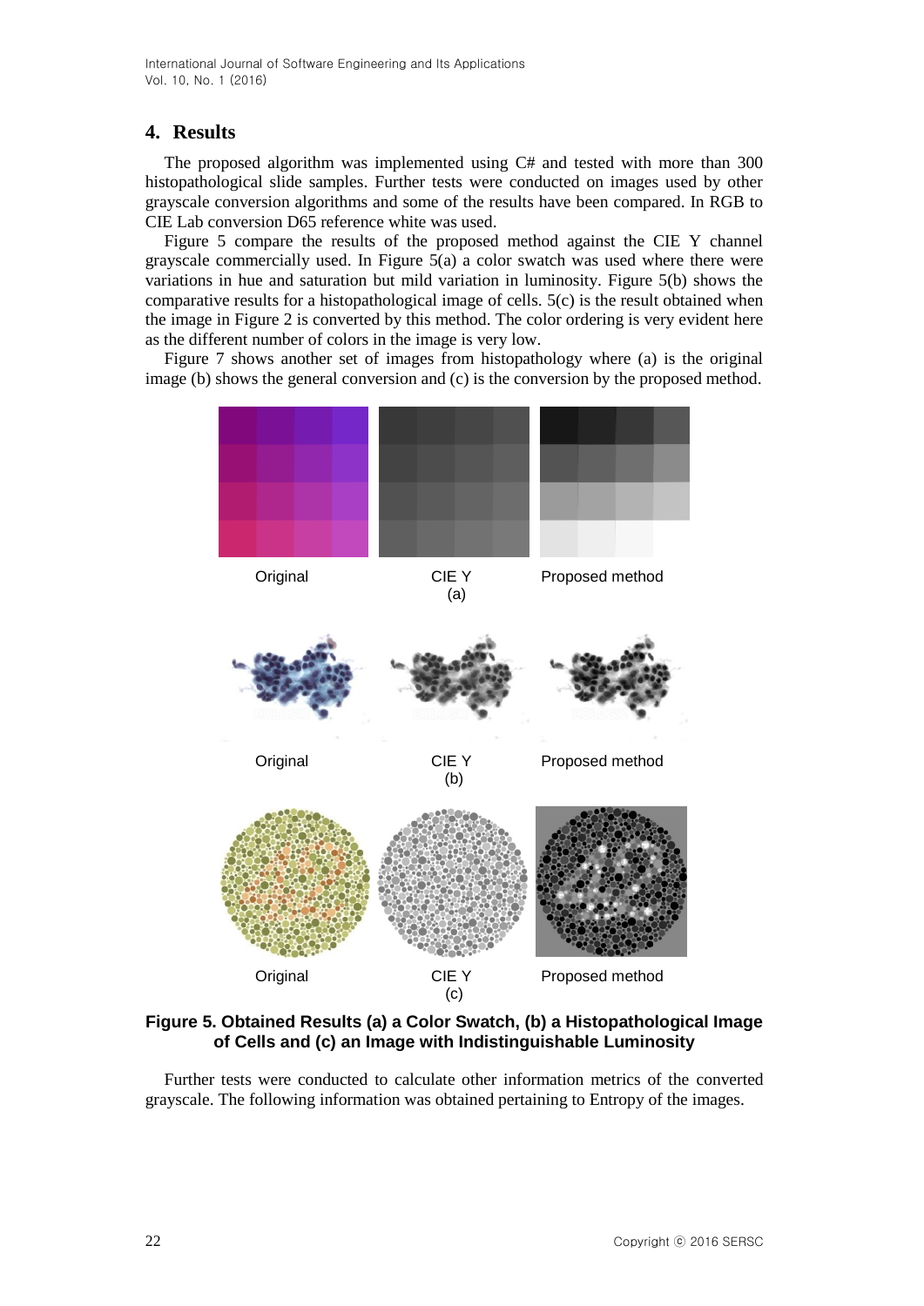## 4. Results

The proposed algorithm was implemented using C# and tested with more than 300 histopathological slide samples. Further tests were conducted on images used by other grayscale conversion algorithms and some of the results have been compared. In RGB to CIE Lab conversion D65 reference white was used.

Figure 5 compare the results of the proposed method against the CIE Y channel grayscale commercially used. In Figure 5(a) a color swatch was used where there were variations in hue and saturation but mild variation in luminosity. Figure 5(b) shows the comparative results for a histopathological image of cells. 5(c) is the result obtained when the image in Figure 2 is converted by this method. The color ordering is very evident here as the different number of colors in the image is very low.

Figure 7 shows another set of images from histopathology where (a) is the original image (b) shows the general conversion and (c) is the conversion by the proposed method.

Original　　CIE Y (a)　　Proposed method

Original　　CIE Y (b)　　Proposed method

Original　　CIE Y (c)　　Proposed method

**Figure 5. Obtained Results (a) a Color Swatch, (b) a Histopathological Image of Cells and (c) an Image with Indistinguishable Luminosity**

Further tests were conducted to calculate other information metrics of the converted grayscale. The following information was obtained pertaining to Entropy of the images.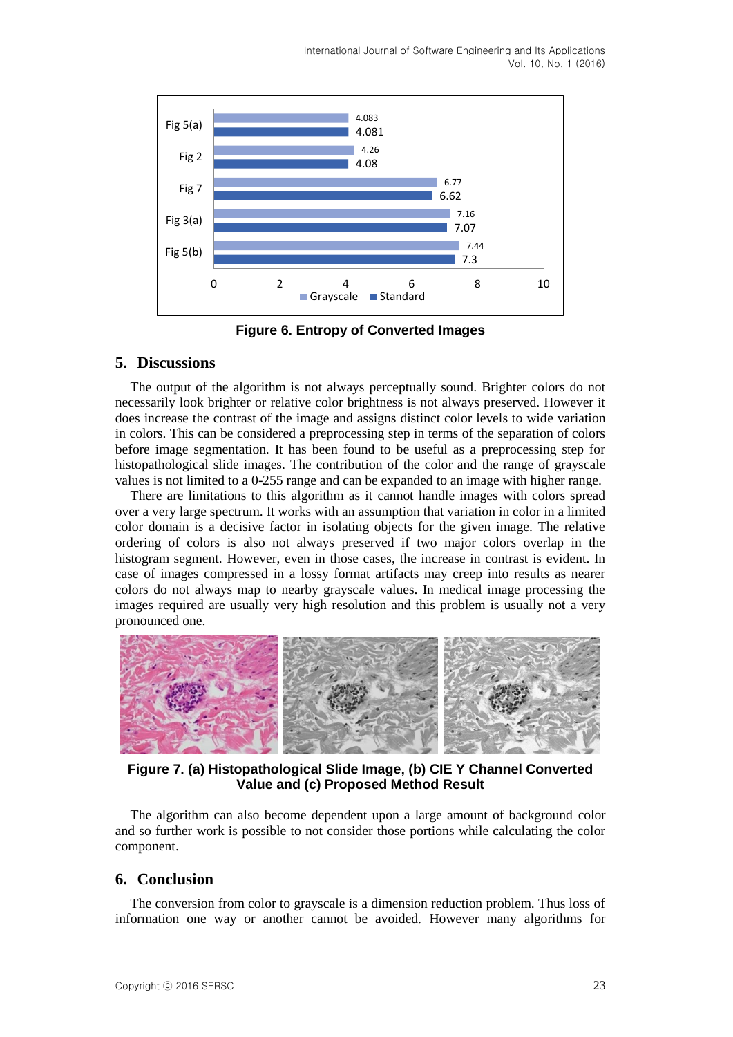Figure 6. Entropy of Converted Images

## 5. Discussions

The output of the algorithm is not always perceptually sound. Brighter colors do not necessarily look brighter or relative color brightness is not always preserved. However it does increase the contrast of the image and assigns distinct color levels to wide variation in colors. This can be considered a preprocessing step in terms of the separation of colors before image segmentation. It has been found to be useful as a preprocessing step for histopathological slide images. The contribution of the color and the range of grayscale values is not limited to a 0-255 range and can be expanded to an image with higher range.

There are limitations to this algorithm as it cannot handle images with colors spread over a very large spectrum. It works with an assumption that variation in color in a limited color domain is a decisive factor in isolating objects for the given image. The relative ordering of colors is also not always preserved if two major colors overlap in the histogram segment. However, even in those cases, the increase in contrast is evident. In case of images compressed in a lossy format artifacts may creep into results as nearer colors do not always map to nearby grayscale values. In medical image processing the images required are usually very high resolution and this problem is usually not a very pronounced one.

Figure 7. (a) Histopathological Slide Image, (b) CIE Y Channel Converted Value and (c) Proposed Method Result

The algorithm can also become dependent upon a large amount of background color and so further work is possible to not consider those portions while calculating the color component.

## 6. Conclusion

The conversion from color to grayscale is a dimension reduction problem. Thus loss of information one way or another cannot be avoided. However many algorithms for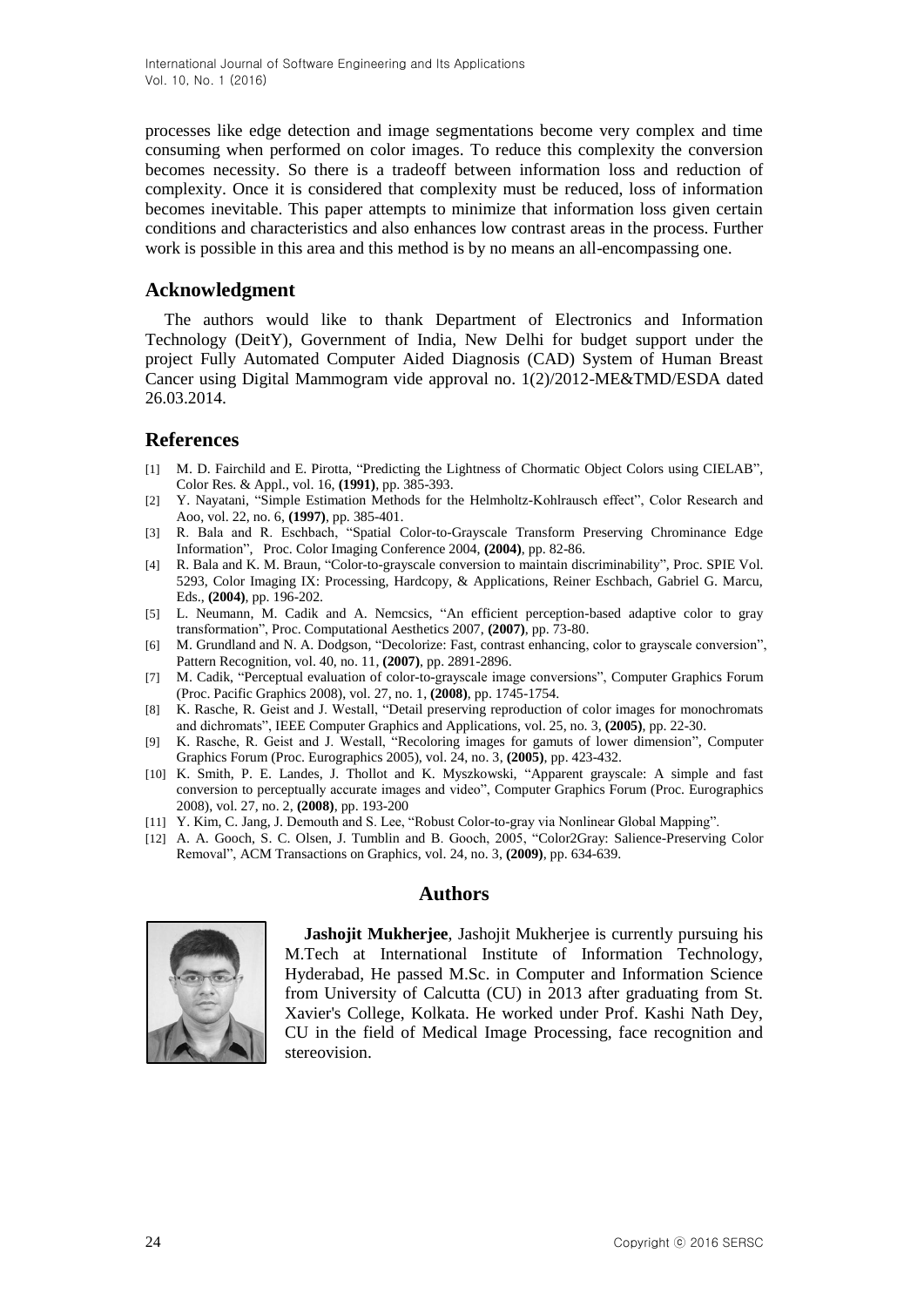processes like edge detection and image segmentations become very complex and time consuming when performed on color images. To reduce this complexity the conversion becomes necessity. So there is a tradeoff between information loss and reduction of complexity. Once it is considered that complexity must be reduced, loss of information becomes inevitable. This paper attempts to minimize that information loss given certain conditions and characteristics and also enhances low contrast areas in the process. Further work is possible in this area and this method is by no means an all-encompassing one.

## Acknowledgment

The authors would like to thank Department of Electronics and Information Technology (DeitY), Government of India, New Delhi for budget support under the project Fully Automated Computer Aided Diagnosis (CAD) System of Human Breast Cancer using Digital Mammogram vide approval no. 1(2)/2012-ME&TMD/ESDA dated 26.03.2014.

## References

[1] M. D. Fairchild and E. Pirotta, "Predicting the Lightness of Chormatic Object Colors using CIELAB", Color Res. & Appl., vol. 16, **(1991)**, pp. 385-393.

[2] Y. Nayatani, "Simple Estimation Methods for the Helmholtz-Kohlrausch effect", Color Research and Aoo, vol. 22, no. 6, **(1997)**, pp. 385-401.

[3] R. Bala and R. Eschbach, "Spatial Color-to-Grayscale Transform Preserving Chrominance Edge Information", Proc. Color Imaging Conference 2004, **(2004)**, pp. 82-86.

[4] R. Bala and K. M. Braun, "Color-to-grayscale conversion to maintain discriminability", Proc. SPIE Vol. 5293, Color Imaging IX: Processing, Hardcopy, & Applications, Reiner Eschbach, Gabriel G. Marcu, Eds., **(2004)**, pp. 196-202.

[5] L. Neumann, M. Cadik and A. Nemcsics, "An efficient perception-based adaptive color to gray transformation", Proc. Computational Aesthetics 2007, **(2007)**, pp. 73-80.

[6] M. Grundland and N. A. Dodgson, "Decolorize: Fast, contrast enhancing, color to grayscale conversion", Pattern Recognition, vol. 40, no. 11, **(2007)**, pp. 2891-2896.

[7] M. Cadik, "Perceptual evaluation of color-to-grayscale image conversions", Computer Graphics Forum (Proc. Pacific Graphics 2008), vol. 27, no. 1, **(2008)**, pp. 1745-1754.

[8] K. Rasche, R. Geist and J. Westall, "Detail preserving reproduction of color images for monochromats and dichromats", IEEE Computer Graphics and Applications, vol. 25, no. 3, **(2005)**, pp. 22-30.

[9] K. Rasche, R. Geist and J. Westall, "Recoloring images for gamuts of lower dimension", Computer Graphics Forum (Proc. Eurographics 2005), vol. 24, no. 3, **(2005)**, pp. 423-432.

[10] K. Smith, P. E. Landes, J. Thollot and K. Myszkowski, "Apparent grayscale: A simple and fast conversion to perceptually accurate images and video", Computer Graphics Forum (Proc. Eurographics 2008), vol. 27, no. 2, **(2008)**, pp. 193-200

[11] Y. Kim, C. Jang, J. Demouth and S. Lee, "Robust Color-to-gray via Nonlinear Global Mapping".

[12] A. A. Gooch, S. C. Olsen, J. Tumblin and B. Gooch, 2005, "Color2Gray: Salience-Preserving Color Removal", ACM Transactions on Graphics, vol. 24, no. 3, **(2009)**, pp. 634-639.

## Authors

**Jashojit Mukherjee**, Jashojit Mukherjee is currently pursuing his M.Tech at International Institute of Information Technology, Hyderabad, He passed M.Sc. in Computer and Information Science from University of Calcutta (CU) in 2013 after graduating from St. Xavier's College, Kolkata. He worked under Prof. Kashi Nath Dey, CU in the field of Medical Image Processing, face recognition and stereovision.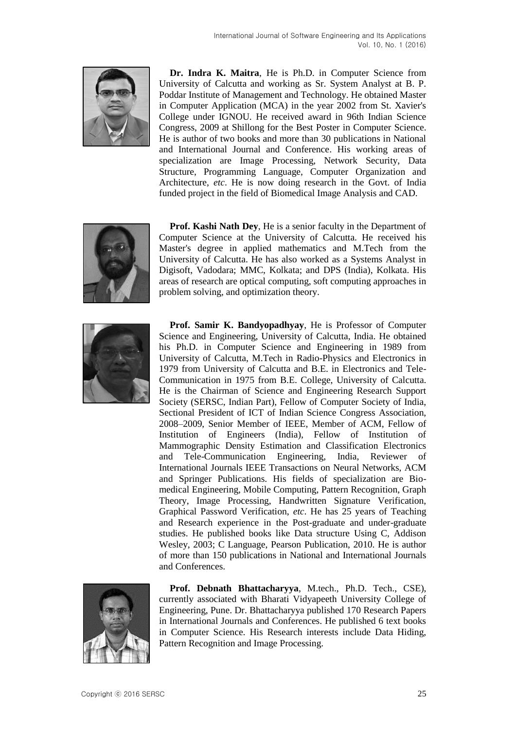**Dr. Indra K. Maitra**, He is Ph.D. in Computer Science from University of Calcutta and working as Sr. System Analyst at B. P. Poddar Institute of Management and Technology. He obtained Master in Computer Application (MCA) in the year 2002 from St. Xavier's College under IGNOU. He received award in 96th Indian Science Congress, 2009 at Shillong for the Best Poster in Computer Science. He is author of two books and more than 30 publications in National and International Journal and Conference. His working areas of specialization are Image Processing, Network Security, Data Structure, Programming Language, Computer Organization and Architecture, *etc*. He is now doing research in the Govt. of India funded project in the field of Biomedical Image Analysis and CAD.

**Prof. Kashi Nath Dey**, He is a senior faculty in the Department of Computer Science at the University of Calcutta. He received his Master's degree in applied mathematics and M.Tech from the University of Calcutta. He has also worked as a Systems Analyst in Digisoft, Vadodara; MMC, Kolkata; and DPS (India), Kolkata. His areas of research are optical computing, soft computing approaches in problem solving, and optimization theory.

**Prof. Samir K. Bandyopadhyay**, He is Professor of Computer Science and Engineering, University of Calcutta, India. He obtained his Ph.D. in Computer Science and Engineering in 1989 from University of Calcutta, M.Tech in Radio-Physics and Electronics in 1979 from University of Calcutta and B.E. in Electronics and Tele-Communication in 1975 from B.E. College, University of Calcutta. He is the Chairman of Science and Engineering Research Support Society (SERSC, Indian Part), Fellow of Computer Society of India, Sectional President of ICT of Indian Science Congress Association, 2008–2009, Senior Member of IEEE, Member of ACM, Fellow of Institution of Engineers (India), Fellow of Institution of Mammographic Density Estimation and Classification Electronics and Tele-Communication Engineering, India, Reviewer of International Journals IEEE Transactions on Neural Networks, ACM and Springer Publications. His fields of specialization are Bio-medical Engineering, Mobile Computing, Pattern Recognition, Graph Theory, Image Processing, Handwritten Signature Verification, Graphical Password Verification, *etc*. He has 25 years of Teaching and Research experience in the Post-graduate and under-graduate studies. He published books like Data structure Using C, Addison Wesley, 2003; C Language, Pearson Publication, 2010. He is author of more than 150 publications in National and International Journals and Conferences.

**Prof. Debnath Bhattacharyya**, M.tech., Ph.D. Tech., CSE), currently associated with Bharati Vidyapeeth University College of Engineering, Pune. Dr. Bhattacharyya published 170 Research Papers in International Journals and Conferences. He published 6 text books in Computer Science. His Research interests include Data Hiding, Pattern Recognition and Image Processing.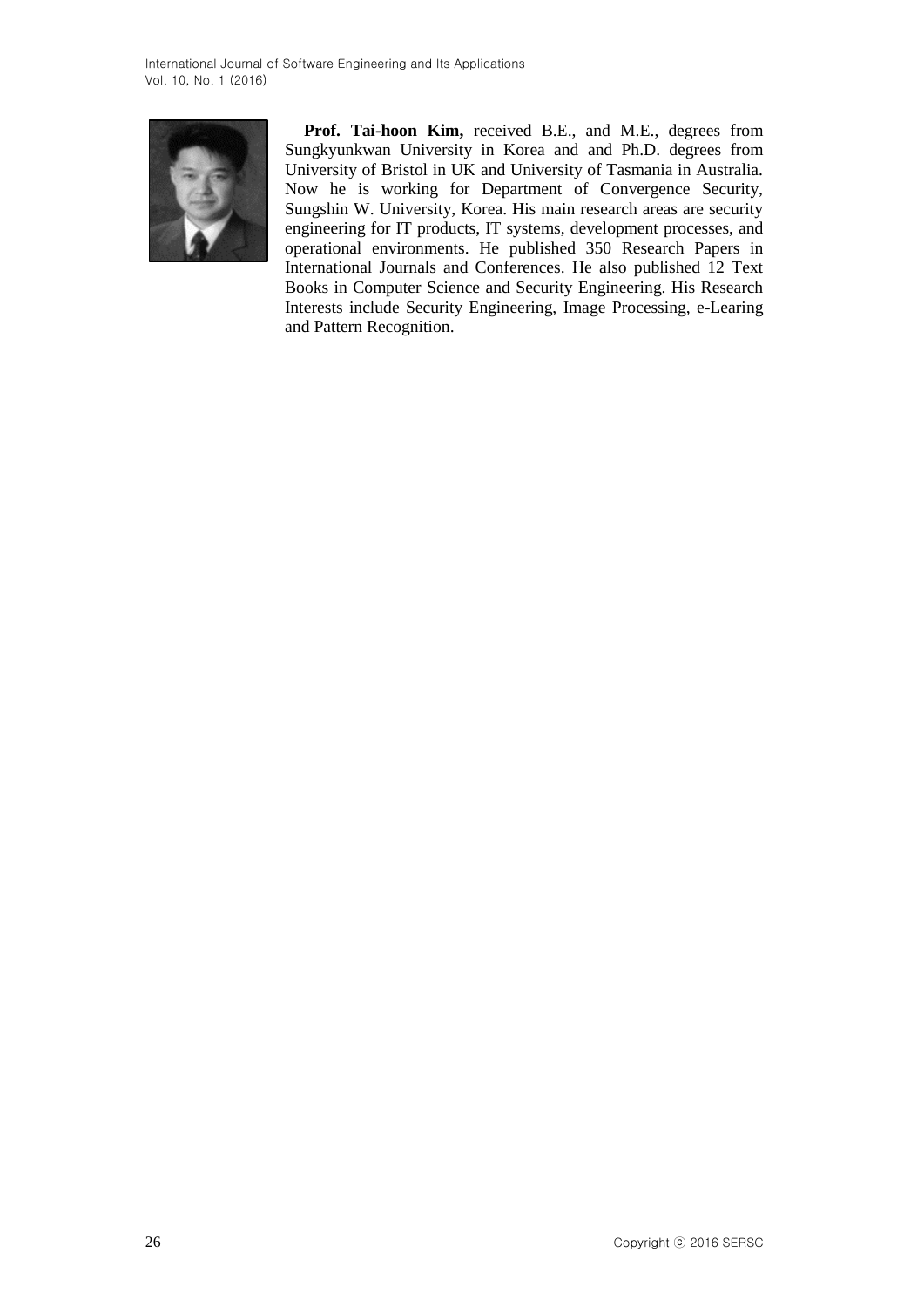**Prof. Tai-hoon Kim,** received B.E., and M.E., degrees from Sungkyunkwan University in Korea and and Ph.D. degrees from University of Bristol in UK and University of Tasmania in Australia. Now he is working for Department of Convergence Security, Sungshin W. University, Korea. His main research areas are security engineering for IT products, IT systems, development processes, and operational environments. He published 350 Research Papers in International Journals and Conferences. He also published 12 Text Books in Computer Science and Security Engineering. His Research Interests include Security Engineering, Image Processing, e-Learing and Pattern Recognition.